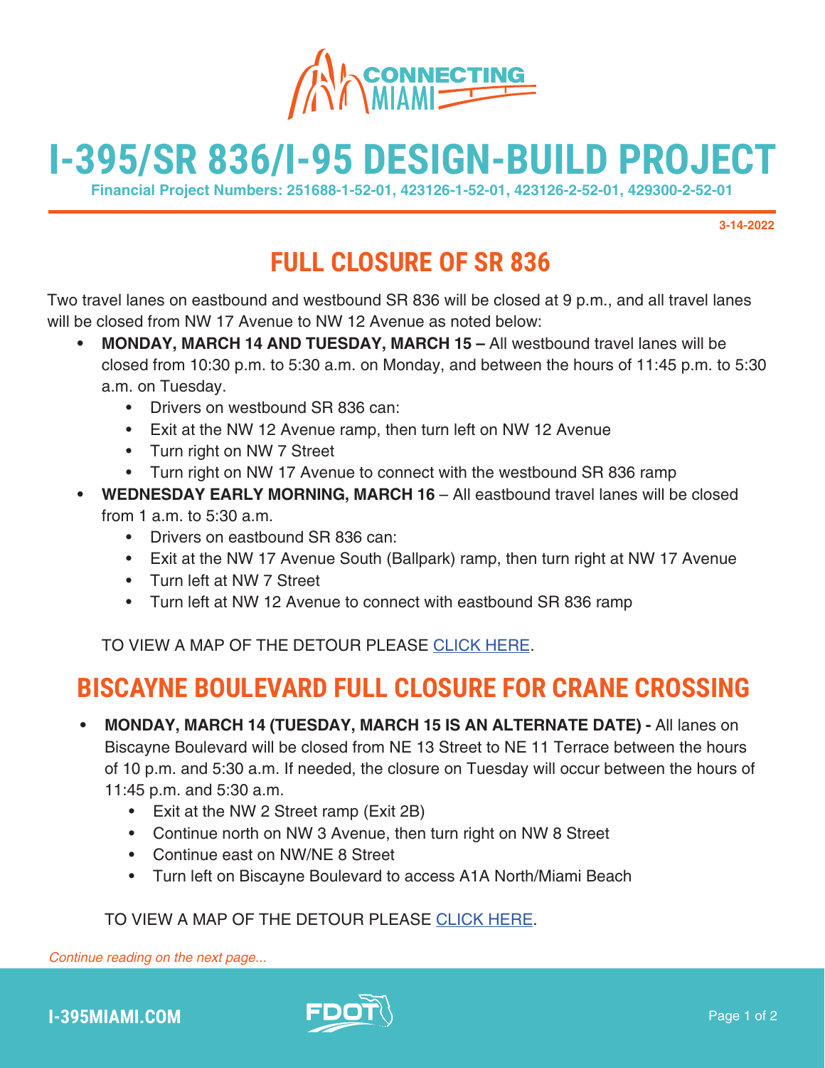# I-395/SR 836/I-95 DESIGN-BUILD PROJECT

**Financial Project Numbers: 251688-1-52-01, 423126-1-52-01, 423126-2-52-01, 429300-2-52-01**

**3-14-2022**

## FULL CLOSURE OF SR 836

Two travel lanes on eastbound and westbound SR 836 will be closed at 9 p.m., and all travel lanes will be closed from NW 17 Avenue to NW 12 Avenue as noted below:

- **MONDAY, MARCH 14 AND TUESDAY, MARCH 15 –** All westbound travel lanes will be closed from 10:30 p.m. to 5:30 a.m. on Monday, and between the hours of 11:45 p.m. to 5:30 a.m. on Tuesday.
  - Drivers on westbound SR 836 can:
  - Exit at the NW 12 Avenue ramp, then turn left on NW 12 Avenue
  - Turn right on NW 7 Street
  - Turn right on NW 17 Avenue to connect with the westbound SR 836 ramp
- **WEDNESDAY EARLY MORNING, MARCH 16** – All eastbound travel lanes will be closed from 1 a.m. to 5:30 a.m.
  - Drivers on eastbound SR 836 can:
  - Exit at the NW 17 Avenue South (Ballpark) ramp, then turn right at NW 17 Avenue
  - Turn left at NW 7 Street
  - Turn left at NW 12 Avenue to connect with eastbound SR 836 ramp

TO VIEW A MAP OF THE DETOUR PLEASE CLICK HERE.

## BISCAYNE BOULEVARD FULL CLOSURE FOR CRANE CROSSING

- **MONDAY, MARCH 14 (TUESDAY, MARCH 15 IS AN ALTERNATE DATE) -** All lanes on Biscayne Boulevard will be closed from NE 13 Street to NE 11 Terrace between the hours of 10 p.m. and 5:30 a.m. If needed, the closure on Tuesday will occur between the hours of 11:45 p.m. and 5:30 a.m.
  - Exit at the NW 2 Street ramp (Exit 2B)
  - Continue north on NW 3 Avenue, then turn right on NW 8 Street
  - Continue east on NW/NE 8 Street
  - Turn left on Biscayne Boulevard to access A1A North/Miami Beach

TO VIEW A MAP OF THE DETOUR PLEASE CLICK HERE.

*Continue reading on the next page...*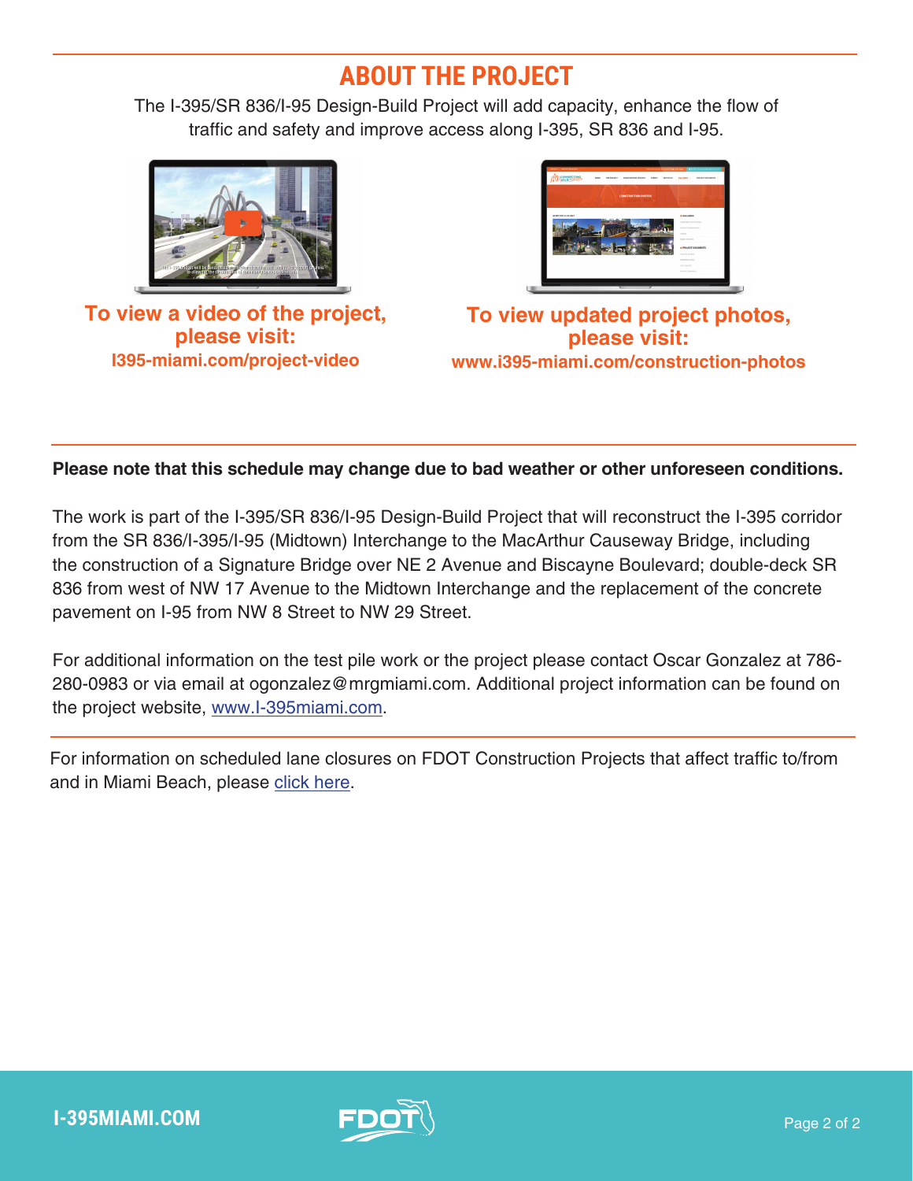## ABOUT THE PROJECT

The I-395/SR 836/I-95 Design-Build Project will add capacity, enhance the flow of traffic and safety and improve access along I-395, SR 836 and I-95.

**To view a video of the project, please visit:**
**I395-miami.com/project-video**

**To view updated project photos, please visit:**
**www.i395-miami.com/construction-photos**

**Please note that this schedule may change due to bad weather or other unforeseen conditions.**

The work is part of the I-395/SR 836/I-95 Design-Build Project that will reconstruct the I-395 corridor from the SR 836/I-395/I-95 (Midtown) Interchange to the MacArthur Causeway Bridge, including the construction of a Signature Bridge over NE 2 Avenue and Biscayne Boulevard; double-deck SR 836 from west of NW 17 Avenue to the Midtown Interchange and the replacement of the concrete pavement on I-95 from NW 8 Street to NW 29 Street.

For additional information on the test pile work or the project please contact Oscar Gonzalez at 786-280-0983 or via email at ogonzalez@mrgmiami.com. Additional project information can be found on the project website, www.I-395miami.com.

For information on scheduled lane closures on FDOT Construction Projects that affect traffic to/from and in Miami Beach, please click here.

I-395MIAMI.COM

FDOT